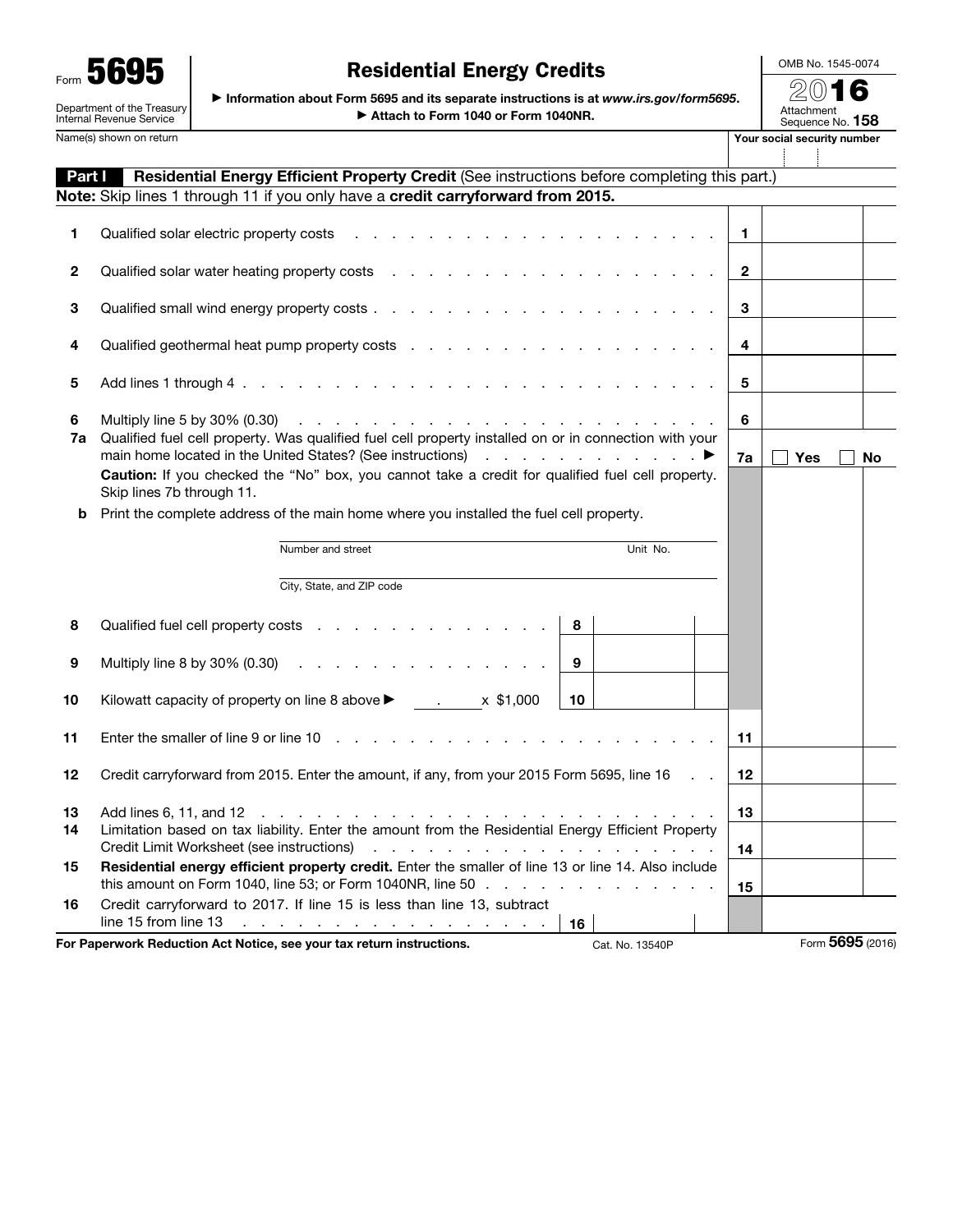Form **5695**

Department of the Treasury
Internal Revenue Service

# Residential Energy Credits

▶ Information about Form 5695 and its separate instructions is at *www.irs.gov/form5695*.
▶ Attach to Form 1040 or Form 1040NR.

OMB No. 1545-0074

**2016**

Attachment Sequence No. **158**

Name(s) shown on return | **Your social security number**

## Part I — Residential Energy Efficient Property Credit (See instructions before completing this part.)

**Note:** Skip lines 1 through 11 if you only have a **credit carryforward from 2015.**

| Line | Description | | | Line | Amount |
|---|---|---|---|---|---|
| 1 | Qualified solar electric property costs | | | 1 | |
| 2 | Qualified solar water heating property costs | | | 2 | |
| 3 | Qualified small wind energy property costs | | | 3 | |
| 4 | Qualified geothermal heat pump property costs | | | 4 | |
| 5 | Add lines 1 through 4 | | | 5 | |
| 6 | Multiply line 5 by 30% (0.30) | | | 6 | |
| 7a | Qualified fuel cell property. Was qualified fuel cell property installed on or in connection with your main home located in the United States? (See instructions) ▶ | | | 7a | ☐ Yes ☐ No |
| | **Caution:** If you checked the "No" box, you cannot take a credit for qualified fuel cell property. Skip lines 7b through 11. | | | | |
| b | Print the complete address of the main home where you installed the fuel cell property. Number and street / Unit No. / City, State, and ZIP code | | | | |
| 8 | Qualified fuel cell property costs | 8 | | | |
| 9 | Multiply line 8 by 30% (0.30) | 9 | | | |
| 10 | Kilowatt capacity of property on line 8 above ▶ ______ . ______ x $1,000 | 10 | | | |
| 11 | Enter the smaller of line 9 or line 10 | | | 11 | |
| 12 | Credit carryforward from 2015. Enter the amount, if any, from your 2015 Form 5695, line 16 | | | 12 | |
| 13 | Add lines 6, 11, and 12 | | | 13 | |
| 14 | Limitation based on tax liability. Enter the amount from the Residential Energy Efficient Property Credit Limit Worksheet (see instructions) | | | 14 | |
| 15 | **Residential energy efficient property credit.** Enter the smaller of line 13 or line 14. Also include this amount on Form 1040, line 53; or Form 1040NR, line 50 | | | 15 | |
| 16 | Credit carryforward to 2017. If line 15 is less than line 13, subtract line 15 from line 13 | 16 | | | |

**For Paperwork Reduction Act Notice, see your tax return instructions.** Cat. No. 13540P Form **5695** (2016)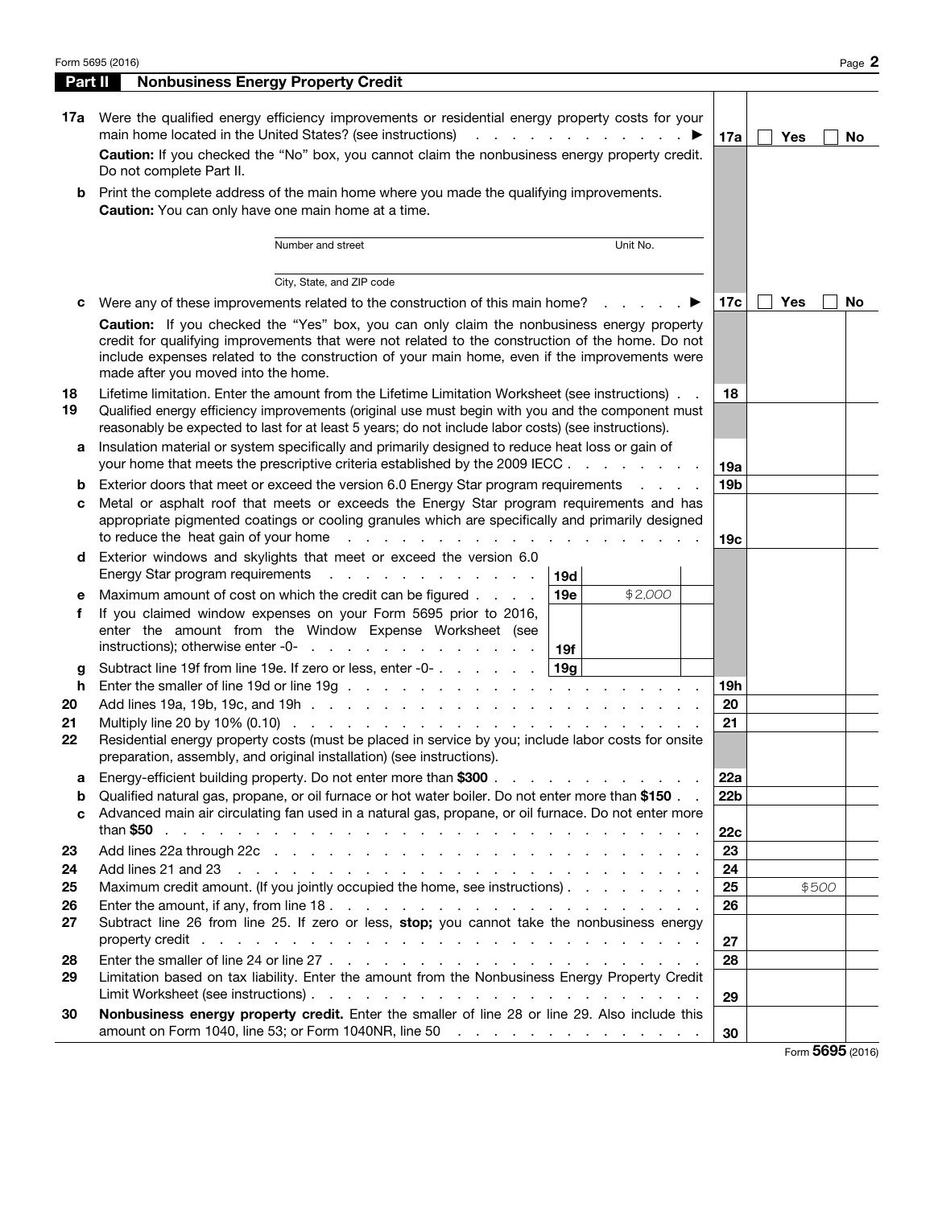## Part II Nonbusiness Energy Property Credit

**17a** Were the qualified energy efficiency improvements or residential energy property costs for your main home located in the United States? (see instructions) . . . . . . . . . . . . . ▶ **17a** ☐ Yes ☐ No

**Caution:** If you checked the "No" box, you cannot claim the nonbusiness energy property credit. Do not complete Part II.

**b** Print the complete address of the main home where you made the qualifying improvements.
**Caution:** You can only have one main home at a time.

Number and street ______________________ Unit No. ______

City, State, and ZIP code ______________________

**c** Were any of these improvements related to the construction of this main home? . . . . . . ▶ **17c** ☐ Yes ☐ No

**Caution:** If you checked the "Yes" box, you can only claim the nonbusiness energy property credit for qualifying improvements that were not related to the construction of the home. Do not include expenses related to the construction of your main home, even if the improvements were made after you moved into the home.

| Line | Description | Sub-line | Sub-amount | Line | Amount |
|---|---|---|---|---|---|
| 18 | Lifetime limitation. Enter the amount from the Lifetime Limitation Worksheet (see instructions) . . | | | 18 | |
| 19 | Qualified energy efficiency improvements (original use must begin with you and the component must reasonably be expected to last for at least 5 years; do not include labor costs) (see instructions). | | | | |
| a | Insulation material or system specifically and primarily designed to reduce heat loss or gain of your home that meets the prescriptive criteria established by the 2009 IECC . . . . . . . . | | | 19a | |
| b | Exterior doors that meet or exceed the version 6.0 Energy Star program requirements . . . . | | | 19b | |
| c | Metal or asphalt roof that meets or exceeds the Energy Star program requirements and has appropriate pigmented coatings or cooling granules which are specifically and primarily designed to reduce the heat gain of your home . . . . . . . . . . . . . . . . . . . . . | | | 19c | |
| d | Exterior windows and skylights that meet or exceed the version 6.0 Energy Star program requirements . . . . . . . . . . . . . | 19d | | | |
| e | Maximum amount of cost on which the credit can be figured . . . . | 19e | $2,000 | | |
| f | If you claimed window expenses on your Form 5695 prior to 2016, enter the amount from the Window Expense Worksheet (see instructions); otherwise enter -0- . . . . . . . . . . . . . . . | 19f | | | |
| g | Subtract line 19f from line 19e. If zero or less, enter -0- . . . . . . | 19g | | | |
| h | Enter the smaller of line 19d or line 19g . . . . . . . . . . . . . . . . . . . . | | | 19h | |
| 20 | Add lines 19a, 19b, 19c, and 19h . . . . . . . . . . . . . . . . . . . . . . | | | 20 | |
| 21 | Multiply line 20 by 10% (0.10) . . . . . . . . . . . . . . . . . . . . . . . | | | 21 | |
| 22 | Residential energy property costs (must be placed in service by you; include labor costs for onsite preparation, assembly, and original installation) (see instructions). | | | | |
| a | Energy-efficient building property. Do not enter more than **$300** . . . . . . . . . . . . | | | 22a | |
| b | Qualified natural gas, propane, or oil furnace or hot water boiler. Do not enter more than **$150** . . | | | 22b | |
| c | Advanced main air circulating fan used in a natural gas, propane, or oil furnace. Do not enter more than **$50** . . . . . . . . . . . . . . . . . . . . . . . . . . . . | | | 22c | |
| 23 | Add lines 22a through 22c . . . . . . . . . . . . . . . . . . . . . . . . | | | 23 | |
| 24 | Add lines 21 and 23 . . . . . . . . . . . . . . . . . . . . . . . . . . | | | 24 | |
| 25 | Maximum credit amount. (If you jointly occupied the home, see instructions) . . . . . . . . | | | 25 | $500 |
| 26 | Enter the amount, if any, from line 18 . . . . . . . . . . . . . . . . . . . . . | | | 26 | |
| 27 | Subtract line 26 from line 25. If zero or less, **stop;** you cannot take the nonbusiness energy property credit . . . . . . . . . . . . . . . . . . . . . . . . . . . | | | 27 | |
| 28 | Enter the smaller of line 24 or line 27 . . . . . . . . . . . . . . . . . . . . | | | 28 | |
| 29 | Limitation based on tax liability. Enter the amount from the Nonbusiness Energy Property Credit Limit Worksheet (see instructions) . . . . . . . . . . . . . . . . . . . . . . | | | 29 | |
| 30 | **Nonbusiness energy property credit.** Enter the smaller of line 28 or line 29. Also include this amount on Form 1040, line 53; or Form 1040NR, line 50 . . . . . . . . . . . . . . | | | 30 | |

Form **5695** (2016)